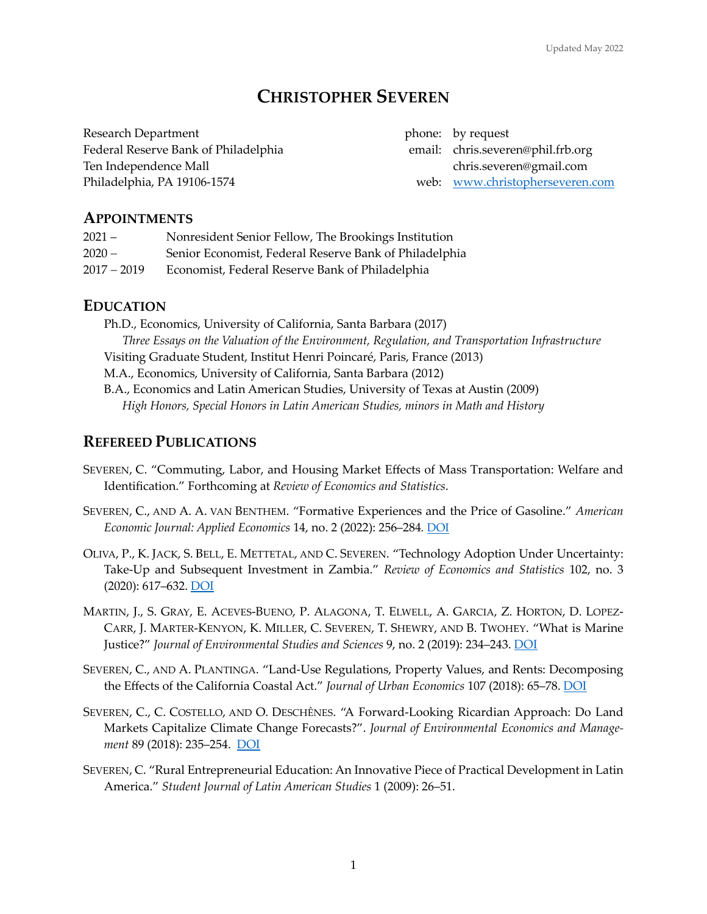Updated May 2022

# Christopher Severen

Research Department
Federal Reserve Bank of Philadelphia
Ten Independence Mall
Philadelphia, PA 19106-1574

phone: by request
email: chris.severen@phil.frb.org
chris.severen@gmail.com
web: [www.christopherseveren.com](www.christopherseveren.com)

## Appointments

| | |
|---|---|
| 2021 – | Nonresident Senior Fellow, The Brookings Institution |
| 2020 – | Senior Economist, Federal Reserve Bank of Philadelphia |
| 2017 – 2019 | Economist, Federal Reserve Bank of Philadelphia |

## Education

Ph.D., Economics, University of California, Santa Barbara (2017)
*Three Essays on the Valuation of the Environment, Regulation, and Transportation Infrastructure*

Visiting Graduate Student, Institut Henri Poincaré, Paris, France (2013)

M.A., Economics, University of California, Santa Barbara (2012)

B.A., Economics and Latin American Studies, University of Texas at Austin (2009)
*High Honors, Special Honors in Latin American Studies, minors in Math and History*

## Refereed Publications

Severen, C. "Commuting, Labor, and Housing Market Effects of Mass Transportation: Welfare and Identification." Forthcoming at *Review of Economics and Statistics*.

Severen, C., and A. A. van Benthem. "Formative Experiences and the Price of Gasoline." *American Economic Journal: Applied Economics* 14, no. 2 (2022): 256–284. DOI

Oliva, P., K. Jack, S. Bell, E. Mettetal, and C. Severen. "Technology Adoption Under Uncertainty: Take-Up and Subsequent Investment in Zambia." *Review of Economics and Statistics* 102, no. 3 (2020): 617–632. DOI

Martin, J., S. Gray, E. Aceves-Bueno, P. Alagona, T. Elwell, A. Garcia, Z. Horton, D. Lopez-Carr, J. Marter-Kenyon, K. Miller, C. Severen, T. Shewry, and B. Twohey. "What is Marine Justice?" *Journal of Environmental Studies and Sciences* 9, no. 2 (2019): 234–243. DOI

Severen, C., and A. Plantinga. "Land-Use Regulations, Property Values, and Rents: Decomposing the Effects of the California Coastal Act." *Journal of Urban Economics* 107 (2018): 65–78. DOI

Severen, C., C. Costello, and O. Deschênes. "A Forward-Looking Ricardian Approach: Do Land Markets Capitalize Climate Change Forecasts?". *Journal of Environmental Economics and Management* 89 (2018): 235–254. DOI

Severen, C. "Rural Entrepreneurial Education: An Innovative Piece of Practical Development in Latin America." *Student Journal of Latin American Studies* 1 (2009): 26–51.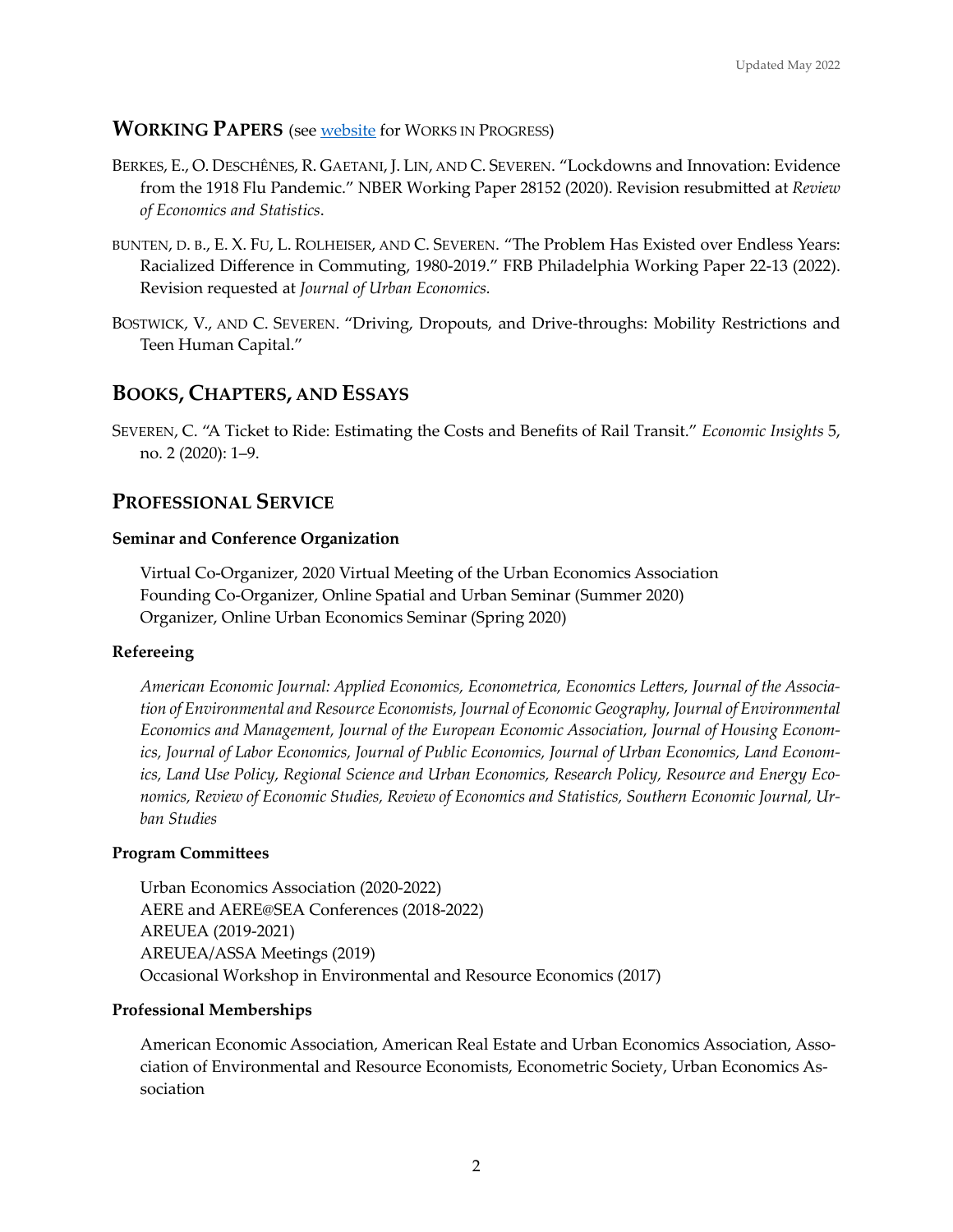## WORKING PAPERS (see [website]() for WORKS IN PROGRESS)

BERKES, E., O. DESCHÊNES, R. GAETANI, J. LIN, AND C. SEVEREN. "Lockdowns and Innovation: Evidence from the 1918 Flu Pandemic." NBER Working Paper 28152 (2020). Revision resubmitted at *Review of Economics and Statistics*.

BUNTEN, D. B., E. X. FU, L. ROLHEISER, AND C. SEVEREN. "The Problem Has Existed over Endless Years: Racialized Difference in Commuting, 1980-2019." FRB Philadelphia Working Paper 22-13 (2022). Revision requested at *Journal of Urban Economics.*

BOSTWICK, V., AND C. SEVEREN. "Driving, Dropouts, and Drive-throughs: Mobility Restrictions and Teen Human Capital."

## BOOKS, CHAPTERS, AND ESSAYS

SEVEREN, C. "A Ticket to Ride: Estimating the Costs and Benefits of Rail Transit." *Economic Insights* 5, no. 2 (2020): 1–9.

## PROFESSIONAL SERVICE

### Seminar and Conference Organization

Virtual Co-Organizer, 2020 Virtual Meeting of the Urban Economics Association
Founding Co-Organizer, Online Spatial and Urban Seminar (Summer 2020)
Organizer, Online Urban Economics Seminar (Spring 2020)

### Refereeing

*American Economic Journal: Applied Economics, Econometrica, Economics Letters, Journal of the Association of Environmental and Resource Economists, Journal of Economic Geography, Journal of Environmental Economics and Management, Journal of the European Economic Association, Journal of Housing Economics, Journal of Labor Economics, Journal of Public Economics, Journal of Urban Economics, Land Economics, Land Use Policy, Regional Science and Urban Economics, Research Policy, Resource and Energy Economics, Review of Economic Studies, Review of Economics and Statistics, Southern Economic Journal, Urban Studies*

### Program Committees

Urban Economics Association (2020-2022)
AERE and AERE@SEA Conferences (2018-2022)
AREUEA (2019-2021)
AREUEA/ASSA Meetings (2019)
Occasional Workshop in Environmental and Resource Economics (2017)

### Professional Memberships

American Economic Association, American Real Estate and Urban Economics Association, Association of Environmental and Resource Economists, Econometric Society, Urban Economics Association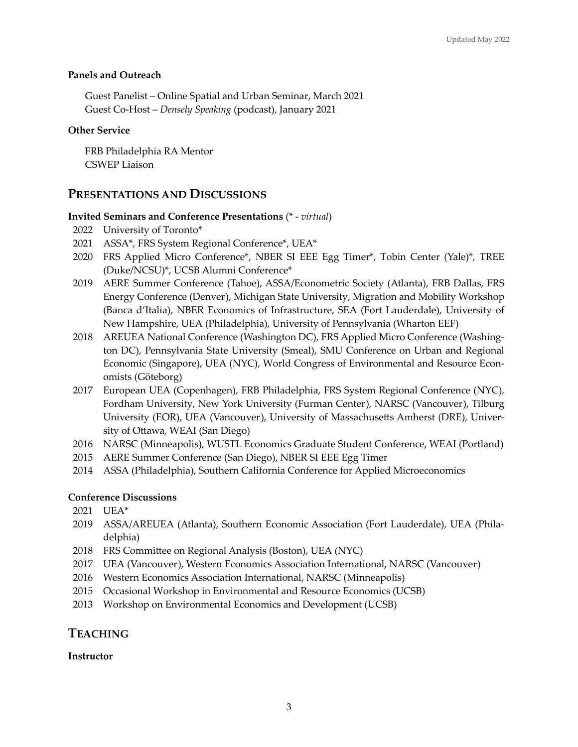### Panels and Outreach

Guest Panelist – Online Spatial and Urban Seminar, March 2021
Guest Co-Host – *Densely Speaking* (podcast), January 2021

### Other Service

FRB Philadelphia RA Mentor
CSWEP Liaison

## PRESENTATIONS AND DISCUSSIONS

### Invited Seminars and Conference Presentations (* - *virtual*)

2022 University of Toronto*

2021 ASSA*, FRS System Regional Conference*, UEA*

2020 FRS Applied Micro Conference*, NBER SI EEE Egg Timer*, Tobin Center (Yale)*, TREE (Duke/NCSU)*, UCSB Alumni Conference*

2019 AERE Summer Conference (Tahoe), ASSA/Econometric Society (Atlanta), FRB Dallas, FRS Energy Conference (Denver), Michigan State University, Migration and Mobility Workshop (Banca d'Italia), NBER Economics of Infrastructure, SEA (Fort Lauderdale), University of New Hampshire, UEA (Philadelphia), University of Pennsylvania (Wharton EEF)

2018 AREUEA National Conference (Washington DC), FRS Applied Micro Conference (Washington DC), Pennsylvania State University (Smeal), SMU Conference on Urban and Regional Economic (Singapore), UEA (NYC), World Congress of Environmental and Resource Economists (Göteborg)

2017 European UEA (Copenhagen), FRB Philadelphia, FRS System Regional Conference (NYC), Fordham University, New York University (Furman Center), NARSC (Vancouver), Tilburg University (EOR), UEA (Vancouver), University of Massachusetts Amherst (DRE), University of Ottawa, WEAI (San Diego)

2016 NARSC (Minneapolis), WUSTL Economics Graduate Student Conference, WEAI (Portland)

2015 AERE Summer Conference (San Diego), NBER SI EEE Egg Timer

2014 ASSA (Philadelphia), Southern California Conference for Applied Microeconomics

### Conference Discussions

2021 UEA*

2019 ASSA/AREUEA (Atlanta), Southern Economic Association (Fort Lauderdale), UEA (Philadelphia)

2018 FRS Committee on Regional Analysis (Boston), UEA (NYC)

2017 UEA (Vancouver), Western Economics Association International, NARSC (Vancouver)

2016 Western Economics Association International, NARSC (Minneapolis)

2015 Occasional Workshop in Environmental and Resource Economics (UCSB)

2013 Workshop on Environmental Economics and Development (UCSB)

## TEACHING

### Instructor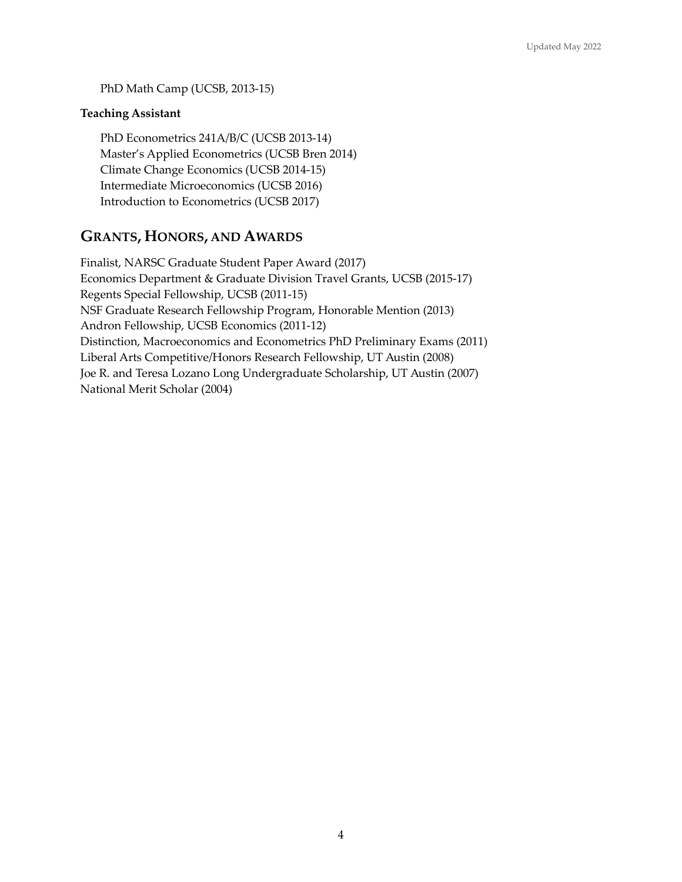PhD Math Camp (UCSB, 2013-15)

**Teaching Assistant**

PhD Econometrics 241A/B/C (UCSB 2013-14)
Master's Applied Econometrics (UCSB Bren 2014)
Climate Change Economics (UCSB 2014-15)
Intermediate Microeconomics (UCSB 2016)
Introduction to Econometrics (UCSB 2017)

## GRANTS, HONORS, AND AWARDS

Finalist, NARSC Graduate Student Paper Award (2017)
Economics Department & Graduate Division Travel Grants, UCSB (2015-17)
Regents Special Fellowship, UCSB (2011-15)
NSF Graduate Research Fellowship Program, Honorable Mention (2013)
Andron Fellowship, UCSB Economics (2011-12)
Distinction, Macroeconomics and Econometrics PhD Preliminary Exams (2011)
Liberal Arts Competitive/Honors Research Fellowship, UT Austin (2008)
Joe R. and Teresa Lozano Long Undergraduate Scholarship, UT Austin (2007)
National Merit Scholar (2004)